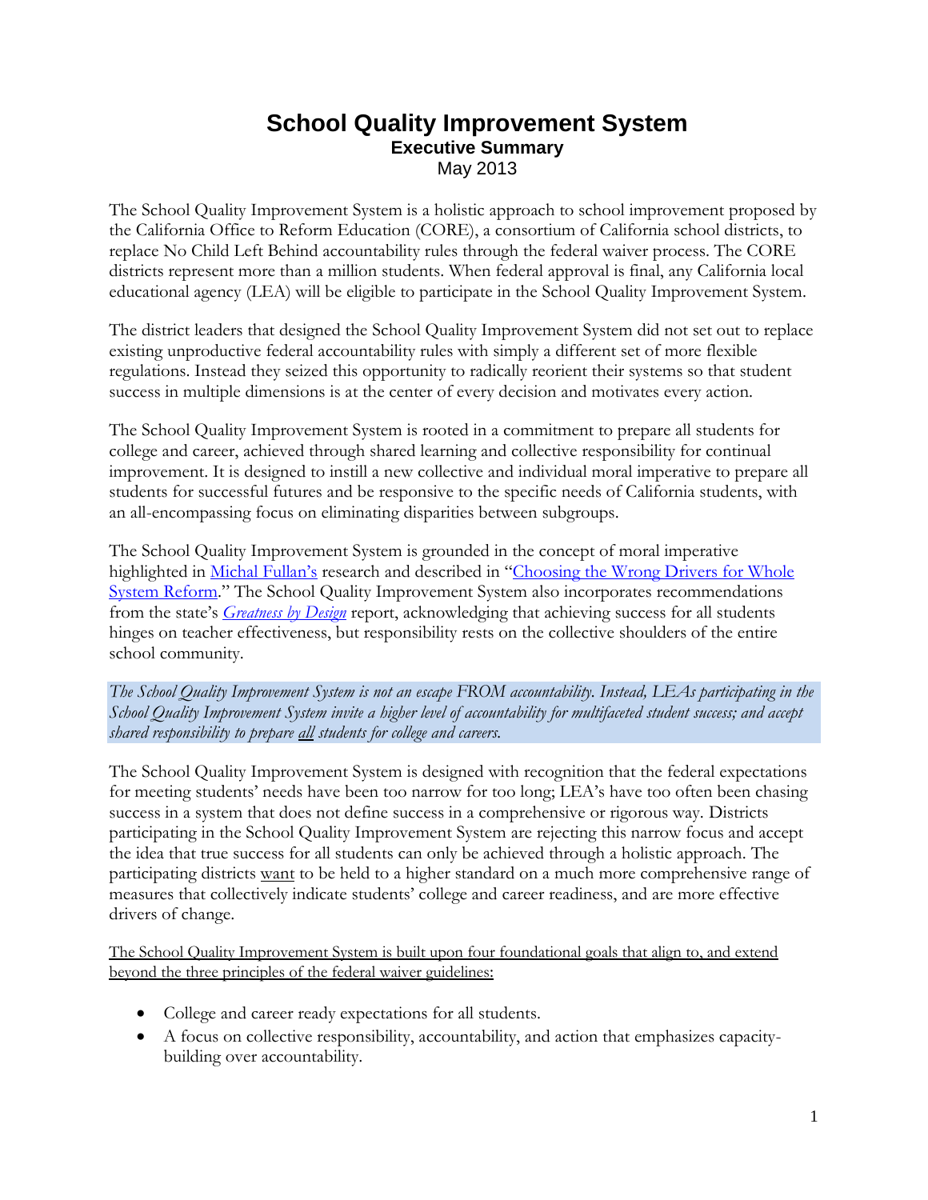# School Quality Improvement System

**Executive Summary**

May 2013

The School Quality Improvement System is a holistic approach to school improvement proposed by the California Office to Reform Education (CORE), a consortium of California school districts, to replace No Child Left Behind accountability rules through the federal waiver process. The CORE districts represent more than a million students. When federal approval is final, any California local educational agency (LEA) will be eligible to participate in the School Quality Improvement System.

The district leaders that designed the School Quality Improvement System did not set out to replace existing unproductive federal accountability rules with simply a different set of more flexible regulations. Instead they seized this opportunity to radically reorient their systems so that student success in multiple dimensions is at the center of every decision and motivates every action.

The School Quality Improvement System is rooted in a commitment to prepare all students for college and career, achieved through shared learning and collective responsibility for continual improvement. It is designed to instill a new collective and individual moral imperative to prepare all students for successful futures and be responsive to the specific needs of California students, with an all-encompassing focus on eliminating disparities between subgroups.

The School Quality Improvement System is grounded in the concept of moral imperative highlighted in Michal Fullan's research and described in "Choosing the Wrong Drivers for Whole System Reform." The School Quality Improvement System also incorporates recommendations from the state's *Greatness by Design* report, acknowledging that achieving success for all students hinges on teacher effectiveness, but responsibility rests on the collective shoulders of the entire school community.

*The School Quality Improvement System is not an escape FROM accountability. Instead, LEAs participating in the School Quality Improvement System invite a higher level of accountability for multifaceted student success; and accept shared responsibility to prepare all students for college and careers.*

The School Quality Improvement System is designed with recognition that the federal expectations for meeting students' needs have been too narrow for too long; LEA's have too often been chasing success in a system that does not define success in a comprehensive or rigorous way. Districts participating in the School Quality Improvement System are rejecting this narrow focus and accept the idea that true success for all students can only be achieved through a holistic approach. The participating districts want to be held to a higher standard on a much more comprehensive range of measures that collectively indicate students' college and career readiness, and are more effective drivers of change.

The School Quality Improvement System is built upon four foundational goals that align to, and extend beyond the three principles of the federal waiver guidelines:

- College and career ready expectations for all students.
- A focus on collective responsibility, accountability, and action that emphasizes capacity-building over accountability.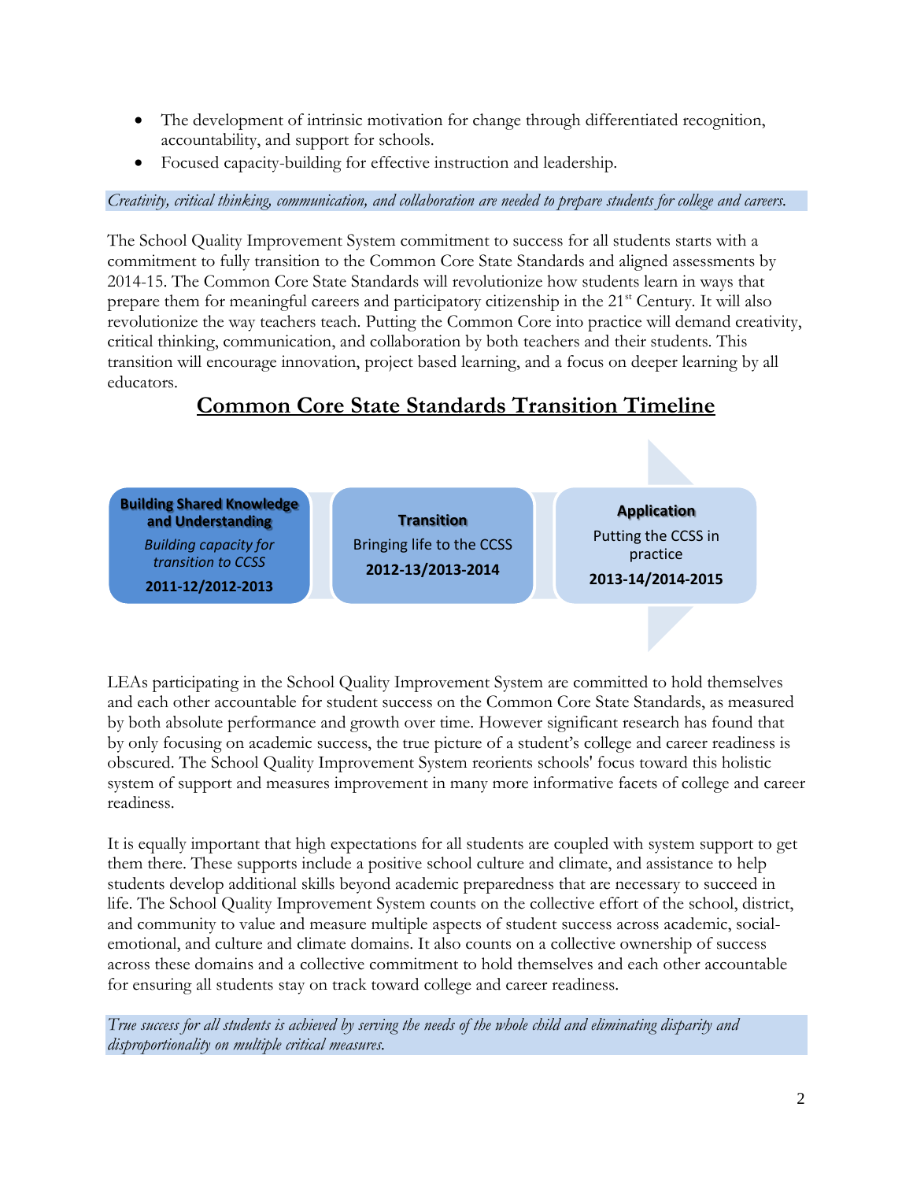- The development of intrinsic motivation for change through differentiated recognition, accountability, and support for schools.
- Focused capacity-building for effective instruction and leadership.

*Creativity, critical thinking, communication, and collaboration are needed to prepare students for college and careers.*

The School Quality Improvement System commitment to success for all students starts with a commitment to fully transition to the Common Core State Standards and aligned assessments by 2014-15. The Common Core State Standards will revolutionize how students learn in ways that prepare them for meaningful careers and participatory citizenship in the 21st Century. It will also revolutionize the way teachers teach. Putting the Common Core into practice will demand creativity, critical thinking, communication, and collaboration by both teachers and their students. This transition will encourage innovation, project based learning, and a focus on deeper learning by all educators.

## Common Core State Standards Transition Timeline

| Building Shared Knowledge and Understanding | Transition | Application |
|---|---|---|
| *Building capacity for transition to CCSS* | Bringing life to the CCSS | Putting the CCSS in practice |
| **2011-12/2012-2013** | **2012-13/2013-2014** | **2013-14/2014-2015** |

LEAs participating in the School Quality Improvement System are committed to hold themselves and each other accountable for student success on the Common Core State Standards, as measured by both absolute performance and growth over time. However significant research has found that by only focusing on academic success, the true picture of a student's college and career readiness is obscured. The School Quality Improvement System reorients schools' focus toward this holistic system of support and measures improvement in many more informative facets of college and career readiness.

It is equally important that high expectations for all students are coupled with system support to get them there. These supports include a positive school culture and climate, and assistance to help students develop additional skills beyond academic preparedness that are necessary to succeed in life. The School Quality Improvement System counts on the collective effort of the school, district, and community to value and measure multiple aspects of student success across academic, social-emotional, and culture and climate domains. It also counts on a collective ownership of success across these domains and a collective commitment to hold themselves and each other accountable for ensuring all students stay on track toward college and career readiness.

*True success for all students is achieved by serving the needs of the whole child and eliminating disparity and disproportionality on multiple critical measures.*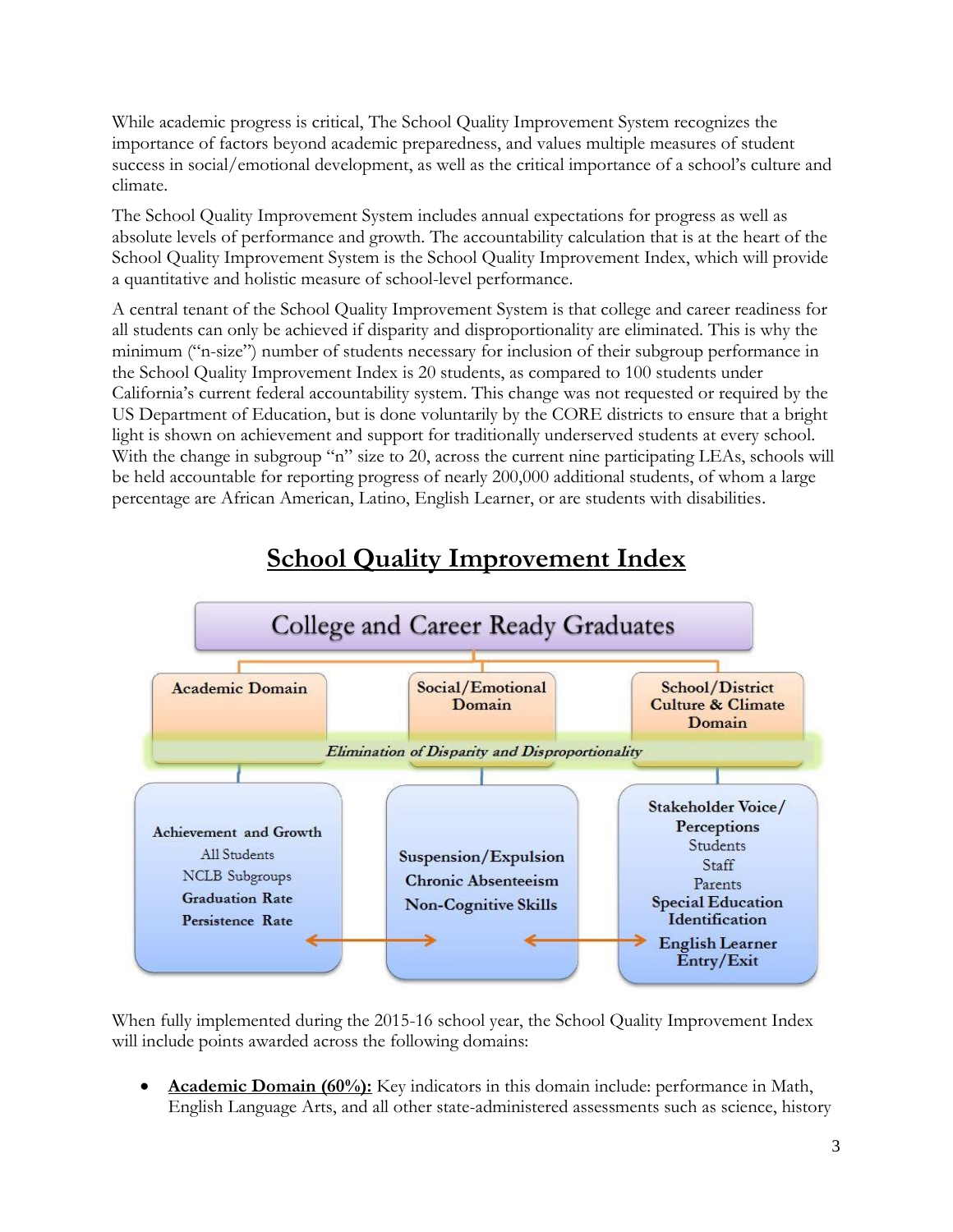While academic progress is critical, The School Quality Improvement System recognizes the importance of factors beyond academic preparedness, and values multiple measures of student success in social/emotional development, as well as the critical importance of a school's culture and climate.

The School Quality Improvement System includes annual expectations for progress as well as absolute levels of performance and growth. The accountability calculation that is at the heart of the School Quality Improvement System is the School Quality Improvement Index, which will provide a quantitative and holistic measure of school-level performance.

A central tenant of the School Quality Improvement System is that college and career readiness for all students can only be achieved if disparity and disproportionality are eliminated. This is why the minimum ("n-size") number of students necessary for inclusion of their subgroup performance in the School Quality Improvement Index is 20 students, as compared to 100 students under California's current federal accountability system. This change was not requested or required by the US Department of Education, but is done voluntarily by the CORE districts to ensure that a bright light is shown on achievement and support for traditionally underserved students at every school. With the change in subgroup "n" size to 20, across the current nine participating LEAs, schools will be held accountable for reporting progress of nearly 200,000 additional students, of whom a large percentage are African American, Latino, English Learner, or are students with disabilities.

## School Quality Improvement Index

**College and Career Ready Graduates**

| Academic Domain | Social/Emotional Domain | School/District Culture & Climate Domain |
|---|---|---|
| *Elimination of Disparity and Disproportionality* | | |
| **Achievement and Growth**<br>All Students<br>NCLB Subgroups<br>**Graduation Rate**<br>**Persistence Rate** | **Suspension/Expulsion**<br>**Chronic Absenteeism**<br>**Non-Cognitive Skills** | **Stakeholder Voice/ Perceptions**<br>Students<br>Staff<br>Parents<br>**Special Education Identification**<br>**English Learner Entry/Exit** |

When fully implemented during the 2015-16 school year, the School Quality Improvement Index will include points awarded across the following domains:

- **Academic Domain (60%):** Key indicators in this domain include: performance in Math, English Language Arts, and all other state-administered assessments such as science, history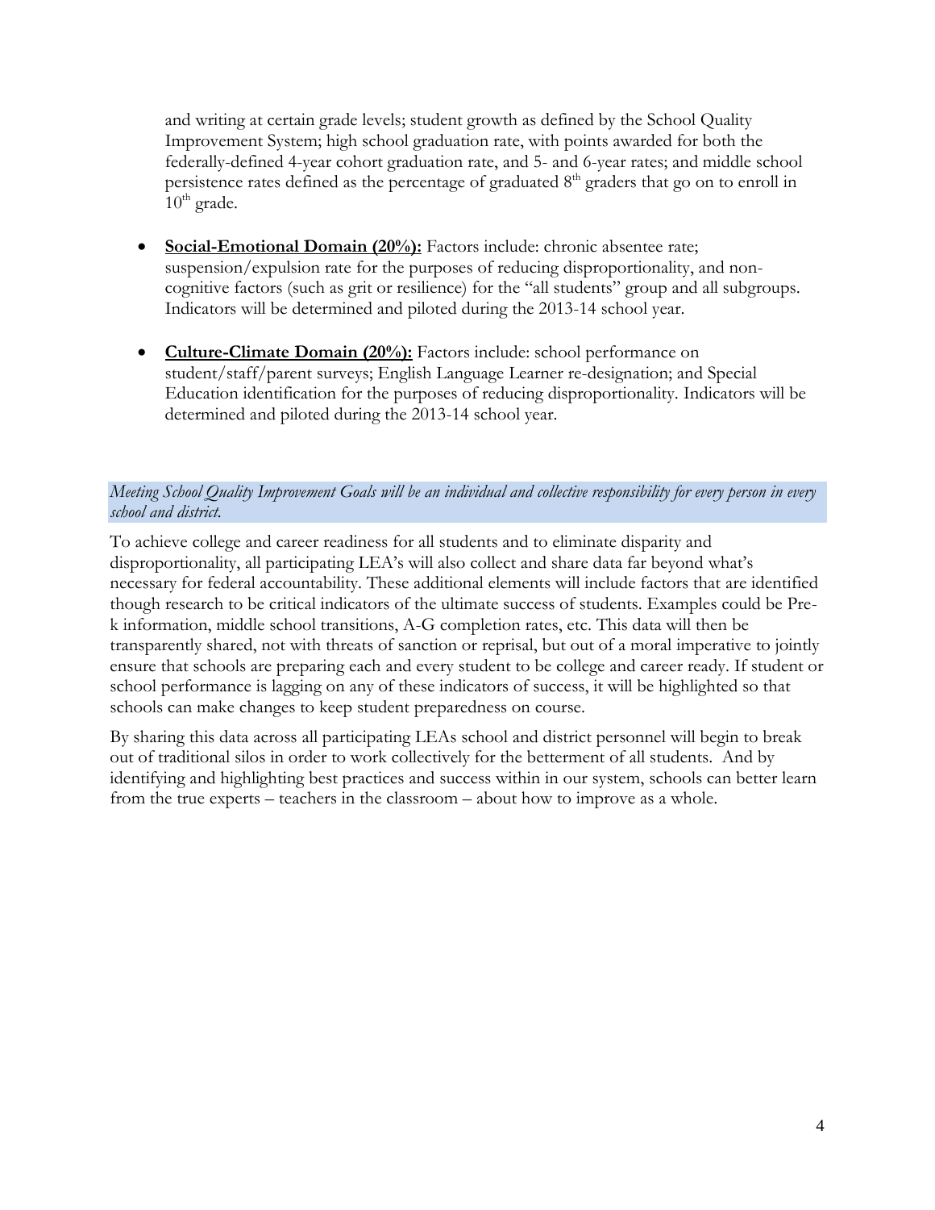and writing at certain grade levels; student growth as defined by the School Quality Improvement System; high school graduation rate, with points awarded for both the federally-defined 4-year cohort graduation rate, and 5- and 6-year rates; and middle school persistence rates defined as the percentage of graduated 8th graders that go on to enroll in 10th grade.

- **Social-Emotional Domain (20%):** Factors include: chronic absentee rate; suspension/expulsion rate for the purposes of reducing disproportionality, and non-cognitive factors (such as grit or resilience) for the "all students" group and all subgroups. Indicators will be determined and piloted during the 2013-14 school year.

- **Culture-Climate Domain (20%):** Factors include: school performance on student/staff/parent surveys; English Language Learner re-designation; and Special Education identification for the purposes of reducing disproportionality. Indicators will be determined and piloted during the 2013-14 school year.

*Meeting School Quality Improvement Goals will be an individual and collective responsibility for every person in every school and district.*

To achieve college and career readiness for all students and to eliminate disparity and disproportionality, all participating LEA's will also collect and share data far beyond what's necessary for federal accountability. These additional elements will include factors that are identified though research to be critical indicators of the ultimate success of students. Examples could be Pre-k information, middle school transitions, A-G completion rates, etc. This data will then be transparently shared, not with threats of sanction or reprisal, but out of a moral imperative to jointly ensure that schools are preparing each and every student to be college and career ready. If student or school performance is lagging on any of these indicators of success, it will be highlighted so that schools can make changes to keep student preparedness on course.

By sharing this data across all participating LEAs school and district personnel will begin to break out of traditional silos in order to work collectively for the betterment of all students. And by identifying and highlighting best practices and success within in our system, schools can better learn from the true experts – teachers in the classroom – about how to improve as a whole.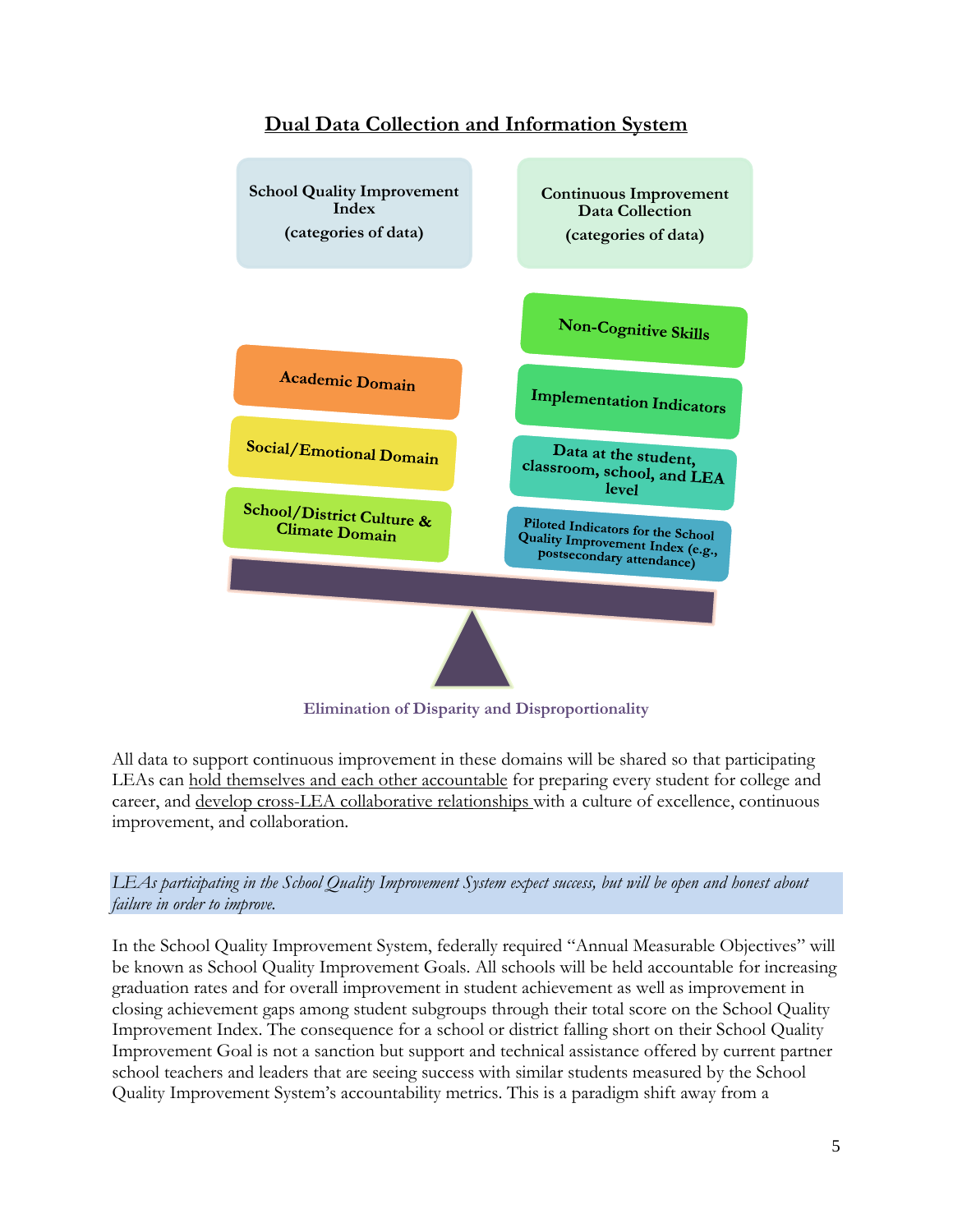## Dual Data Collection and Information System

**School Quality Improvement Index (categories of data)**

- Academic Domain
- Social/Emotional Domain
- School/District Culture & Climate Domain

**Continuous Improvement Data Collection (categories of data)**

- Non-Cognitive Skills
- Implementation Indicators
- Data at the student, classroom, school, and LEA level
- Piloted Indicators for the School Quality Improvement Index (e.g., postsecondary attendance)

**Elimination of Disparity and Disproportionality**

All data to support continuous improvement in these domains will be shared so that participating LEAs can hold themselves and each other accountable for preparing every student for college and career, and develop cross-LEA collaborative relationships with a culture of excellence, continuous improvement, and collaboration.

*LEAs participating in the School Quality Improvement System expect success, but will be open and honest about failure in order to improve.*

In the School Quality Improvement System, federally required "Annual Measurable Objectives" will be known as School Quality Improvement Goals. All schools will be held accountable for increasing graduation rates and for overall improvement in student achievement as well as improvement in closing achievement gaps among student subgroups through their total score on the School Quality Improvement Index. The consequence for a school or district falling short on their School Quality Improvement Goal is not a sanction but support and technical assistance offered by current partner school teachers and leaders that are seeing success with similar students measured by the School Quality Improvement System's accountability metrics. This is a paradigm shift away from a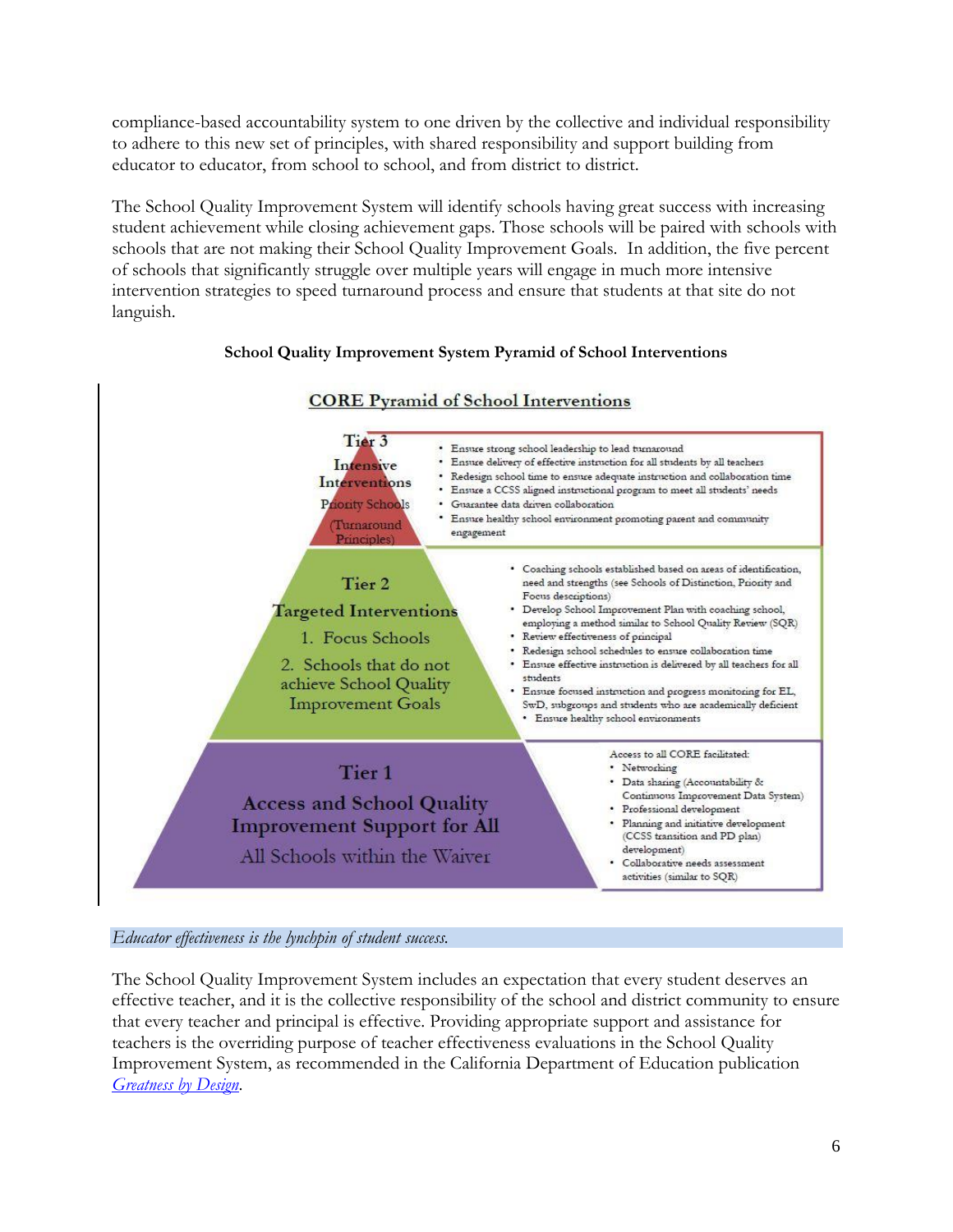compliance-based accountability system to one driven by the collective and individual responsibility to adhere to this new set of principles, with shared responsibility and support building from educator to educator, from school to school, and from district to district.

The School Quality Improvement System will identify schools having great success with increasing student achievement while closing achievement gaps. Those schools will be paired with schools with schools that are not making their School Quality Improvement Goals. In addition, the five percent of schools that significantly struggle over multiple years will engage in much more intensive intervention strategies to speed turnaround process and ensure that students at that site do not languish.

**School Quality Improvement System Pyramid of School Interventions**

**CORE Pyramid of School Interventions**

| Tier | Supports |
| --- | --- |
| **Tier 3** Intensive Interventions Priority Schools (Turnaround Principles) | • Ensure strong school leadership to lead turnaround<br>• Ensure delivery of effective instruction for all students by all teachers<br>• Redesign school time to ensure adequate instruction and collaboration time<br>• Ensure a CCSS aligned instructional program to meet all students' needs<br>• Guarantee data driven collaboration<br>• Ensure healthy school environment promoting parent and community engagement |
| **Tier 2** Targeted Interventions 1. Focus Schools 2. Schools that do not achieve School Quality Improvement Goals | • Coaching schools established based on areas of identification, need and strengths (see Schools of Distinction, Priority and Focus descriptions)<br>• Develop School Improvement Plan with coaching school, employing a method similar to School Quality Review (SQR)<br>• Review effectiveness of principal<br>• Redesign school schedules to ensure collaboration time<br>• Ensure effective instruction is delivered by all teachers for all students<br>• Ensure focused instruction and progress monitoring for EL, SwD, subgroups and students who are academically deficient<br>• Ensure healthy school environments |
| **Tier 1** Access and School Quality Improvement Support for All — All Schools within the Waiver | Access to all CORE facilitated:<br>• Networking<br>• Data sharing (Accountability & Continuous Improvement Data System)<br>• Professional development<br>• Planning and initiative development (CCSS transition and PD plan) development)<br>• Collaborative needs assessment activities (similar to SQR) |

*Educator effectiveness is the lynchpin of student success.*

The School Quality Improvement System includes an expectation that every student deserves an effective teacher, and it is the collective responsibility of the school and district community to ensure that every teacher and principal is effective. Providing appropriate support and assistance for teachers is the overriding purpose of teacher effectiveness evaluations in the School Quality Improvement System, as recommended in the California Department of Education publication *Greatness by Design*.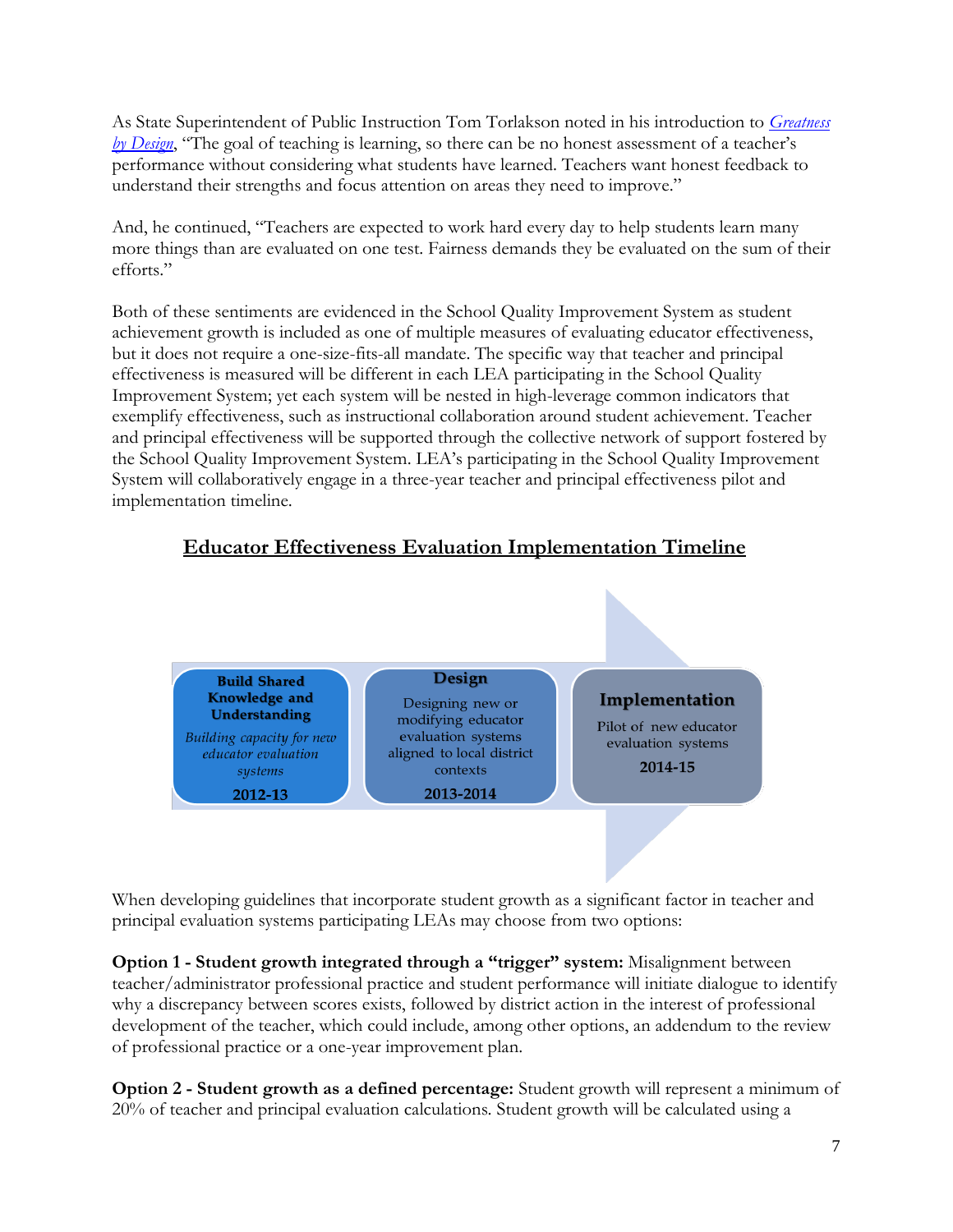As State Superintendent of Public Instruction Tom Torlakson noted in his introduction to *Greatness by Design*, "The goal of teaching is learning, so there can be no honest assessment of a teacher's performance without considering what students have learned. Teachers want honest feedback to understand their strengths and focus attention on areas they need to improve."

And, he continued, "Teachers are expected to work hard every day to help students learn many more things than are evaluated on one test. Fairness demands they be evaluated on the sum of their efforts."

Both of these sentiments are evidenced in the School Quality Improvement System as student achievement growth is included as one of multiple measures of evaluating educator effectiveness, but it does not require a one-size-fits-all mandate. The specific way that teacher and principal effectiveness is measured will be different in each LEA participating in the School Quality Improvement System; yet each system will be nested in high-leverage common indicators that exemplify effectiveness, such as instructional collaboration around student achievement. Teacher and principal effectiveness will be supported through the collective network of support fostered by the School Quality Improvement System. LEA's participating in the School Quality Improvement System will collaboratively engage in a three-year teacher and principal effectiveness pilot and implementation timeline.

## Educator Effectiveness Evaluation Implementation Timeline

| Build Shared Knowledge and Understanding | Design | Implementation |
|---|---|---|
| *Building capacity for new educator evaluation systems* | Designing new or modifying educator evaluation systems aligned to local district contexts | Pilot of new educator evaluation systems |
| **2012-13** | **2013-2014** | **2014-15** |

When developing guidelines that incorporate student growth as a significant factor in teacher and principal evaluation systems participating LEAs may choose from two options:

**Option 1 - Student growth integrated through a "trigger" system:** Misalignment between teacher/administrator professional practice and student performance will initiate dialogue to identify why a discrepancy between scores exists, followed by district action in the interest of professional development of the teacher, which could include, among other options, an addendum to the review of professional practice or a one-year improvement plan.

**Option 2 - Student growth as a defined percentage:** Student growth will represent a minimum of 20% of teacher and principal evaluation calculations. Student growth will be calculated using a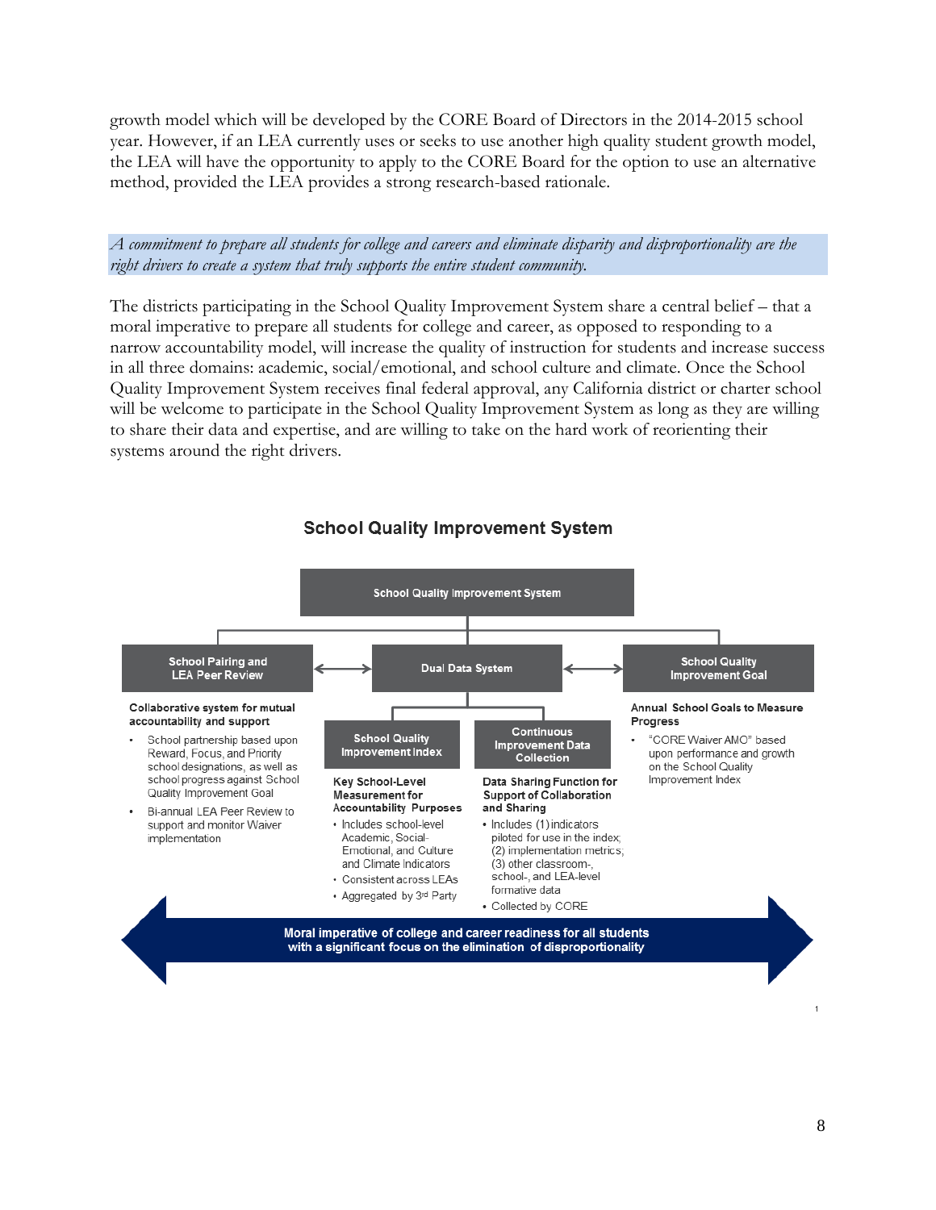growth model which will be developed by the CORE Board of Directors in the 2014-2015 school year. However, if an LEA currently uses or seeks to use another high quality student growth model, the LEA will have the opportunity to apply to the CORE Board for the option to use an alternative method, provided the LEA provides a strong research-based rationale.

*A commitment to prepare all students for college and careers and eliminate disparity and disproportionality are the right drivers to create a system that truly supports the entire student community.*

The districts participating in the School Quality Improvement System share a central belief – that a moral imperative to prepare all students for college and career, as opposed to responding to a narrow accountability model, will increase the quality of instruction for students and increase success in all three domains: academic, social/emotional, and school culture and climate. Once the School Quality Improvement System receives final federal approval, any California district or charter school will be welcome to participate in the School Quality Improvement System as long as they are willing to share their data and expertise, and are willing to take on the hard work of reorienting their systems around the right drivers.

## School Quality Improvement System

School Quality Improvement System

School Pairing and LEA Peer Review

Collaborative system for mutual accountability and support

- School partnership based upon Reward, Focus, and Priority school designations, as well as school progress against School Quality Improvement Goal
- Bi-annual LEA Peer Review to support and monitor Waiver implementation

Dual Data System

School Quality Improvement Index

Key School-Level Measurement for Accountability Purposes

- Includes school-level Academic, Social-Emotional, and Culture and Climate Indicators
- Consistent across LEAs
- Aggregated by 3rd Party

Continuous Improvement Data Collection

Data Sharing Function for Support of Collaboration and Sharing

- Includes (1) indicators piloted for use in the index; (2) implementation metrics; (3) other classroom-, school-, and LEA-level formative data
- Collected by CORE

School Quality Improvement Goal

Annual School Goals to Measure Progress

- "CORE Waiver AMO" based upon performance and growth on the School Quality Improvement Index

Moral imperative of college and career readiness for all students with a significant focus on the elimination of disproportionality